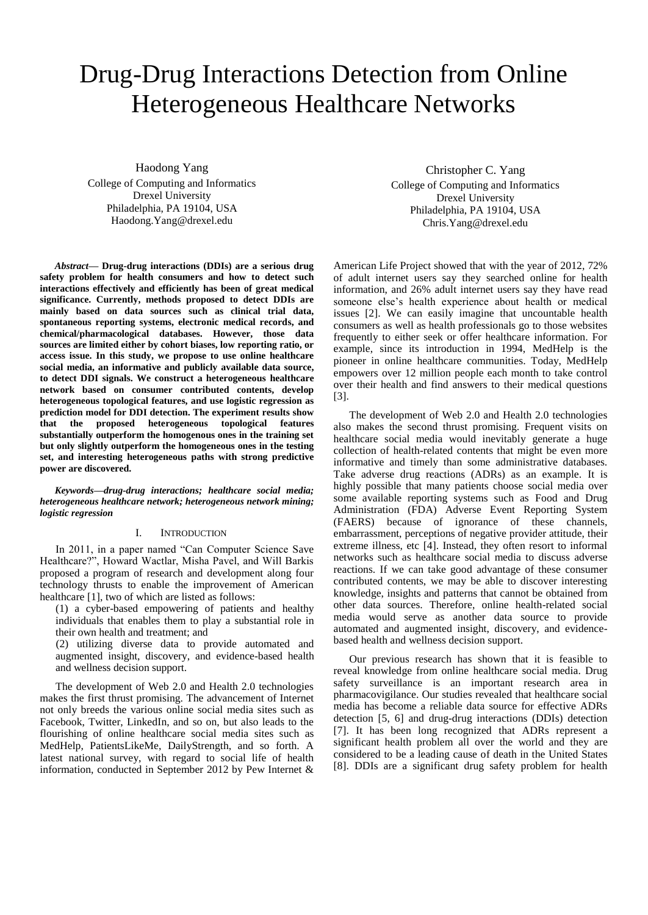# Drug-Drug Interactions Detection from Online Heterogeneous Healthcare Networks

Haodong Yang
College of Computing and Informatics
Drexel University
Philadelphia, PA 19104, USA
Haodong.Yang@drexel.edu

Christopher C. Yang
College of Computing and Informatics
Drexel University
Philadelphia, PA 19104, USA
Chris.Yang@drexel.edu

***Abstract*— Drug-drug interactions (DDIs) are a serious drug safety problem for health consumers and how to detect such interactions effectively and efficiently has been of great medical significance. Currently, methods proposed to detect DDIs are mainly based on data sources such as clinical trial data, spontaneous reporting systems, electronic medical records, and chemical/pharmacological databases. However, those data sources are limited either by cohort biases, low reporting ratio, or access issue. In this study, we propose to use online healthcare social media, an informative and publicly available data source, to detect DDI signals. We construct a heterogeneous healthcare network based on consumer contributed contents, develop heterogeneous topological features, and use logistic regression as prediction model for DDI detection. The experiment results show that the proposed heterogeneous topological features substantially outperform the homogenous ones in the training set but only slightly outperform the homogeneous ones in the testing set, and interesting heterogeneous paths with strong predictive power are discovered.**

***Keywords—drug-drug interactions; healthcare social media; heterogeneous healthcare network; heterogeneous network mining; logistic regression***

## I. Introduction

In 2011, in a paper named "Can Computer Science Save Healthcare?", Howard Wactlar, Misha Pavel, and Will Barkis proposed a program of research and development along four technology thrusts to enable the improvement of American healthcare [1], two of which are listed as follows:

(1) a cyber-based empowering of patients and healthy individuals that enables them to play a substantial role in their own health and treatment; and

(2) utilizing diverse data to provide automated and augmented insight, discovery, and evidence-based health and wellness decision support.

The development of Web 2.0 and Health 2.0 technologies makes the first thrust promising. The advancement of Internet not only breeds the various online social media sites such as Facebook, Twitter, LinkedIn, and so on, but also leads to the flourishing of online healthcare social media sites such as MedHelp, PatientsLikeMe, DailyStrength, and so forth. A latest national survey, with regard to social life of health information, conducted in September 2012 by Pew Internet & American Life Project showed that with the year of 2012, 72% of adult internet users say they searched online for health information, and 26% adult internet users say they have read someone else's health experience about health or medical issues [2]. We can easily imagine that uncountable health consumers as well as health professionals go to those websites frequently to either seek or offer healthcare information. For example, since its introduction in 1994, MedHelp is the pioneer in online healthcare communities. Today, MedHelp empowers over 12 million people each month to take control over their health and find answers to their medical questions [3].

The development of Web 2.0 and Health 2.0 technologies also makes the second thrust promising. Frequent visits on healthcare social media would inevitably generate a huge collection of health-related contents that might be even more informative and timely than some administrative databases. Take adverse drug reactions (ADRs) as an example. It is highly possible that many patients choose social media over some available reporting systems such as Food and Drug Administration (FDA) Adverse Event Reporting System (FAERS) because of ignorance of these channels, embarrassment, perceptions of negative provider attitude, their extreme illness, etc [4]. Instead, they often resort to informal networks such as healthcare social media to discuss adverse reactions. If we can take good advantage of these consumer contributed contents, we may be able to discover interesting knowledge, insights and patterns that cannot be obtained from other data sources. Therefore, online health-related social media would serve as another data source to provide automated and augmented insight, discovery, and evidence-based health and wellness decision support.

Our previous research has shown that it is feasible to reveal knowledge from online healthcare social media. Drug safety surveillance is an important research area in pharmacovigilance. Our studies revealed that healthcare social media has become a reliable data source for effective ADRs detection [5, 6] and drug-drug interactions (DDIs) detection [7]. It has been long recognized that ADRs represent a significant health problem all over the world and they are considered to be a leading cause of death in the United States [8]. DDIs are a significant drug safety problem for health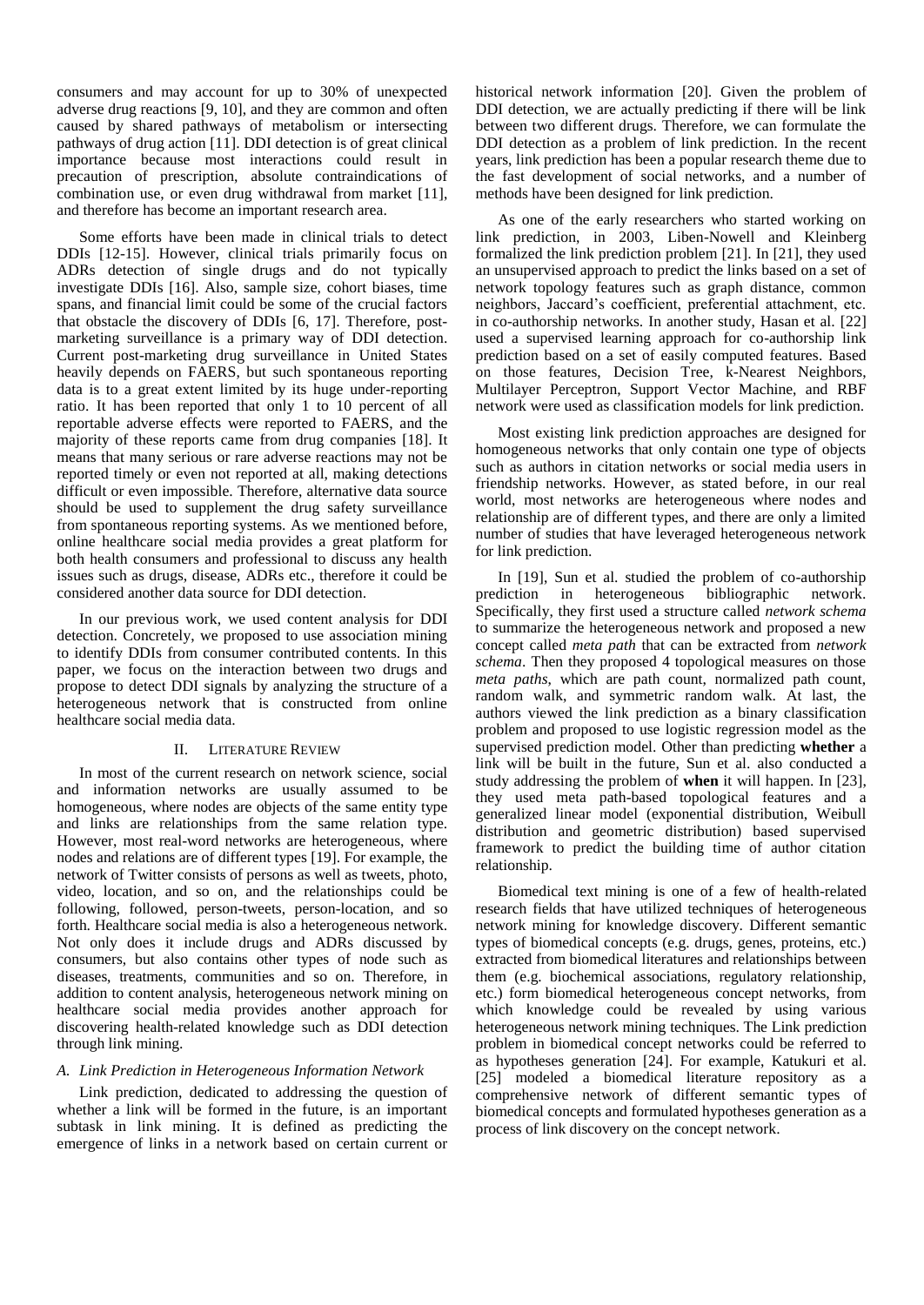consumers and may account for up to 30% of unexpected adverse drug reactions [9, 10], and they are common and often caused by shared pathways of metabolism or intersecting pathways of drug action [11]. DDI detection is of great clinical importance because most interactions could result in precaution of prescription, absolute contraindications of combination use, or even drug withdrawal from market [11], and therefore has become an important research area.

Some efforts have been made in clinical trials to detect DDIs [12-15]. However, clinical trials primarily focus on ADRs detection of single drugs and do not typically investigate DDIs [16]. Also, sample size, cohort biases, time spans, and financial limit could be some of the crucial factors that obstacle the discovery of DDIs [6, 17]. Therefore, post-marketing surveillance is a primary way of DDI detection. Current post-marketing drug surveillance in United States heavily depends on FAERS, but such spontaneous reporting data is to a great extent limited by its huge under-reporting ratio. It has been reported that only 1 to 10 percent of all reportable adverse effects were reported to FAERS, and the majority of these reports came from drug companies [18]. It means that many serious or rare adverse reactions may not be reported timely or even not reported at all, making detections difficult or even impossible. Therefore, alternative data source should be used to supplement the drug safety surveillance from spontaneous reporting systems. As we mentioned before, online healthcare social media provides a great platform for both health consumers and professional to discuss any health issues such as drugs, disease, ADRs etc., therefore it could be considered another data source for DDI detection.

In our previous work, we used content analysis for DDI detection. Concretely, we proposed to use association mining to identify DDIs from consumer contributed contents. In this paper, we focus on the interaction between two drugs and propose to detect DDI signals by analyzing the structure of a heterogeneous network that is constructed from online healthcare social media data.

## II. Literature Review

In most of the current research on network science, social and information networks are usually assumed to be homogeneous, where nodes are objects of the same entity type and links are relationships from the same relation type. However, most real-word networks are heterogeneous, where nodes and relations are of different types [19]. For example, the network of Twitter consists of persons as well as tweets, photo, video, location, and so on, and the relationships could be following, followed, person-tweets, person-location, and so forth. Healthcare social media is also a heterogeneous network. Not only does it include drugs and ADRs discussed by consumers, but also contains other types of node such as diseases, treatments, communities and so on. Therefore, in addition to content analysis, heterogeneous network mining on healthcare social media provides another approach for discovering health-related knowledge such as DDI detection through link mining.

### A. Link Prediction in Heterogeneous Information Network

Link prediction, dedicated to addressing the question of whether a link will be formed in the future, is an important subtask in link mining. It is defined as predicting the emergence of links in a network based on certain current or historical network information [20]. Given the problem of DDI detection, we are actually predicting if there will be link between two different drugs. Therefore, we can formulate the DDI detection as a problem of link prediction. In the recent years, link prediction has been a popular research theme due to the fast development of social networks, and a number of methods have been designed for link prediction.

As one of the early researchers who started working on link prediction, in 2003, Liben-Nowell and Kleinberg formalized the link prediction problem [21]. In [21], they used an unsupervised approach to predict the links based on a set of network topology features such as graph distance, common neighbors, Jaccard's coefficient, preferential attachment, etc. in co-authorship networks. In another study, Hasan et al. [22] used a supervised learning approach for co-authorship link prediction based on a set of easily computed features. Based on those features, Decision Tree, k-Nearest Neighbors, Multilayer Perceptron, Support Vector Machine, and RBF network were used as classification models for link prediction.

Most existing link prediction approaches are designed for homogeneous networks that only contain one type of objects such as authors in citation networks or social media users in friendship networks. However, as stated before, in our real world, most networks are heterogeneous where nodes and relationship are of different types, and there are only a limited number of studies that have leveraged heterogeneous network for link prediction.

In [19], Sun et al. studied the problem of co-authorship prediction in heterogeneous bibliographic network. Specifically, they first used a structure called *network schema* to summarize the heterogeneous network and proposed a new concept called *meta path* that can be extracted from *network schema*. Then they proposed 4 topological measures on those *meta paths*, which are path count, normalized path count, random walk, and symmetric random walk. At last, the authors viewed the link prediction as a binary classification problem and proposed to use logistic regression model as the supervised prediction model. Other than predicting **whether** a link will be built in the future, Sun et al. also conducted a study addressing the problem of **when** it will happen. In [23], they used meta path-based topological features and a generalized linear model (exponential distribution, Weibull distribution and geometric distribution) based supervised framework to predict the building time of author citation relationship.

Biomedical text mining is one of a few of health-related research fields that have utilized techniques of heterogeneous network mining for knowledge discovery. Different semantic types of biomedical concepts (e.g. drugs, genes, proteins, etc.) extracted from biomedical literatures and relationships between them (e.g. biochemical associations, regulatory relationship, etc.) form biomedical heterogeneous concept networks, from which knowledge could be revealed by using various heterogeneous network mining techniques. The Link prediction problem in biomedical concept networks could be referred to as hypotheses generation [24]. For example, Katukuri et al. [25] modeled a biomedical literature repository as a comprehensive network of different semantic types of biomedical concepts and formulated hypotheses generation as a process of link discovery on the concept network.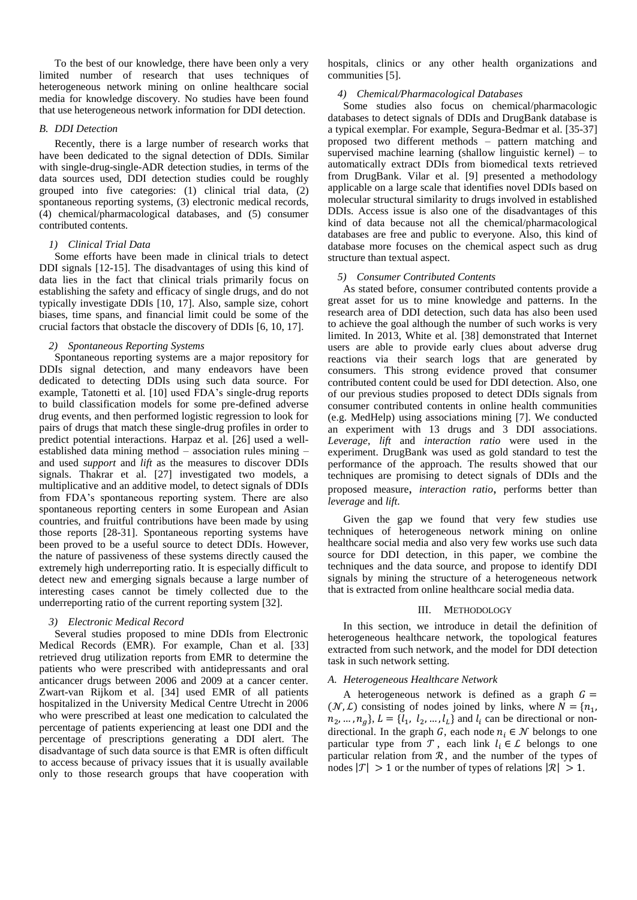To the best of our knowledge, there have been only a very limited number of research that uses techniques of heterogeneous network mining on online healthcare social media for knowledge discovery. No studies have been found that use heterogeneous network information for DDI detection.

### B. DDI Detection

Recently, there is a large number of research works that have been dedicated to the signal detection of DDIs. Similar with single-drug-single-ADR detection studies, in terms of the data sources used, DDI detection studies could be roughly grouped into five categories: (1) clinical trial data, (2) spontaneous reporting systems, (3) electronic medical records, (4) chemical/pharmacological databases, and (5) consumer contributed contents.

#### 1) Clinical Trial Data

Some efforts have been made in clinical trials to detect DDI signals [12-15]. The disadvantages of using this kind of data lies in the fact that clinical trials primarily focus on establishing the safety and efficacy of single drugs, and do not typically investigate DDIs [10, 17]. Also, sample size, cohort biases, time spans, and financial limit could be some of the crucial factors that obstacle the discovery of DDIs [6, 10, 17].

#### 2) Spontaneous Reporting Systems

Spontaneous reporting systems are a major repository for DDIs signal detection, and many endeavors have been dedicated to detecting DDIs using such data source. For example, Tatonetti et al. [10] used FDA's single-drug reports to build classification models for some pre-defined adverse drug events, and then performed logistic regression to look for pairs of drugs that match these single-drug profiles in order to predict potential interactions. Harpaz et al. [26] used a well-established data mining method – association rules mining – and used *support* and *lift* as the measures to discover DDIs signals. Thakrar et al. [27] investigated two models, a multiplicative and an additive model, to detect signals of DDIs from FDA's spontaneous reporting system. There are also spontaneous reporting centers in some European and Asian countries, and fruitful contributions have been made by using those reports [28-31]. Spontaneous reporting systems have been proved to be a useful source to detect DDIs. However, the nature of passiveness of these systems directly caused the extremely high underreporting ratio. It is especially difficult to detect new and emerging signals because a large number of interesting cases cannot be timely collected due to the underreporting ratio of the current reporting system [32].

#### 3) Electronic Medical Record

Several studies proposed to mine DDIs from Electronic Medical Records (EMR). For example, Chan et al. [33] retrieved drug utilization reports from EMR to determine the patients who were prescribed with antidepressants and oral anticancer drugs between 2006 and 2009 at a cancer center. Zwart-van Rijkom et al. [34] used EMR of all patients hospitalized in the University Medical Centre Utrecht in 2006 who were prescribed at least one medication to calculated the percentage of patients experiencing at least one DDI and the percentage of prescriptions generating a DDI alert. The disadvantage of such data source is that EMR is often difficult to access because of privacy issues that it is usually available only to those research groups that have cooperation with hospitals, clinics or any other health organizations and communities [5].

#### 4) Chemical/Pharmacological Databases

Some studies also focus on chemical/pharmacologic databases to detect signals of DDIs and DrugBank database is a typical exemplar. For example, Segura-Bedmar et al. [35-37] proposed two different methods – pattern matching and supervised machine learning (shallow linguistic kernel) – to automatically extract DDIs from biomedical texts retrieved from DrugBank. Vilar et al. [9] presented a methodology applicable on a large scale that identifies novel DDIs based on molecular structural similarity to drugs involved in established DDIs. Access issue is also one of the disadvantages of this kind of data because not all the chemical/pharmacological databases are free and public to everyone. Also, this kind of database more focuses on the chemical aspect such as drug structure than textual aspect.

#### 5) Consumer Contributed Contents

As stated before, consumer contributed contents provide a great asset for us to mine knowledge and patterns. In the research area of DDI detection, such data has also been used to achieve the goal although the number of such works is very limited. In 2013, White et al. [38] demonstrated that Internet users are able to provide early clues about adverse drug reactions via their search logs that are generated by consumers. This strong evidence proved that consumer contributed content could be used for DDI detection. Also, one of our previous studies proposed to detect DDIs signals from consumer contributed contents in online health communities (e.g. MedHelp) using associations mining [7]. We conducted an experiment with 13 drugs and 3 DDI associations. *Leverage*, *lift* and *interaction ratio* were used in the experiment. DrugBank was used as gold standard to test the performance of the approach. The results showed that our techniques are promising to detect signals of DDIs and the proposed measure, *interaction ratio*, performs better than *leverage* and *lift*.

Given the gap we found that very few studies use techniques of heterogeneous network mining on online healthcare social media and also very few works use such data source for DDI detection, in this paper, we combine the techniques and the data source, and propose to identify DDI signals by mining the structure of a heterogeneous network that is extracted from online healthcare social media data.

## III. Methodology

In this section, we introduce in detail the definition of heterogeneous healthcare network, the topological features extracted from such network, and the model for DDI detection task in such network setting.

### A. Heterogeneous Healthcare Network

A heterogeneous network is defined as a graph $G = (\mathcal{N}, \mathcal{L})$ consisting of nodes joined by links, where $N = \{n_1, n_2, \ldots, n_g\}$, $L = \{l_1, l_2, \ldots, l_L\}$ and $l_i$ can be directional or non-directional. In the graph $G$, each node $n_i \in \mathcal{N}$ belongs to one particular type from $\mathcal{T}$, each link $l_i \in \mathcal{L}$ belongs to one particular relation from $\mathcal{R}$, and the number of the types of nodes $|\mathcal{T}| > 1$ or the number of types of relations $|\mathcal{R}| > 1$.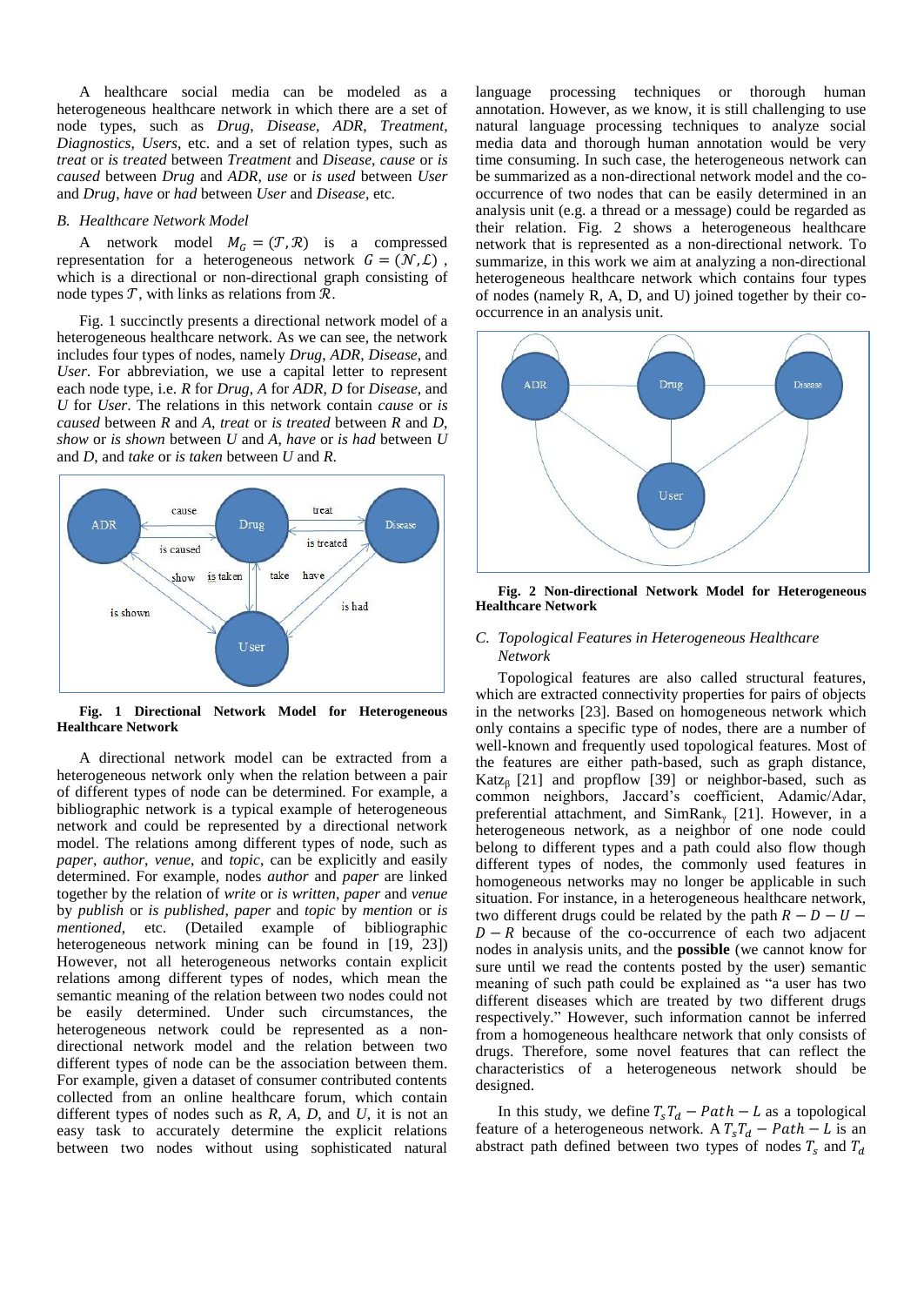A healthcare social media can be modeled as a heterogeneous healthcare network in which there are a set of node types, such as *Drug*, *Disease*, *ADR*, *Treatment*, *Diagnostics*, *Users*, etc. and a set of relation types, such as *treat* or *is treated* between *Treatment* and *Disease*, *cause* or *is caused* between *Drug* and *ADR*, *use* or *is used* between *User* and *Drug*, *have* or *had* between *User* and *Disease*, etc.

### B. Healthcare Network Model

A network model $M_G = (\mathcal{T}, \mathcal{R})$ is a compressed representation for a heterogeneous network $G = (\mathcal{N}, \mathcal{L})$, which is a directional or non-directional graph consisting of node types $\mathcal{T}$, with links as relations from $\mathcal{R}$.

Fig. 1 succinctly presents a directional network model of a heterogeneous healthcare network. As we can see, the network includes four types of nodes, namely *Drug*, *ADR*, *Disease*, and *User*. For abbreviation, we use a capital letter to represent each node type, i.e. *R* for *Drug*, *A* for *ADR*, *D* for *Disease*, and *U* for *User*. The relations in this network contain *cause* or *is caused* between *R* and *A*, *treat* or *is treated* between *R* and *D*, *show* or *is shown* between *U* and *A*, *have* or *is had* between *U* and *D*, and *take* or *is taken* between *U* and *R*.

ADR
Drug
Disease
User
cause
is caused
treat
is treated
show
is taken
take
have
is shown
is had

**Fig. 1 Directional Network Model for Heterogeneous Healthcare Network**

A directional network model can be extracted from a heterogeneous network only when the relation between a pair of different types of node can be determined. For example, a bibliographic network is a typical example of heterogeneous network and could be represented by a directional network model. The relations among different types of node, such as *paper*, *author*, *venue*, and *topic*, can be explicitly and easily determined. For example, nodes *author* and *paper* are linked together by the relation of *write* or *is written*, *paper* and *venue* by *publish* or *is published*, *paper* and *topic* by *mention* or *is mentioned*, etc. (Detailed example of bibliographic heterogeneous network mining can be found in [19, 23]) However, not all heterogeneous networks contain explicit relations among different types of nodes, which mean the semantic meaning of the relation between two nodes could not be easily determined. Under such circumstances, the heterogeneous network could be represented as a non-directional network model and the relation between two different types of node can be the association between them. For example, given a dataset of consumer contributed contents collected from an online healthcare forum, which contain different types of nodes such as *R*, *A*, *D*, and *U*, it is not an easy task to accurately determine the explicit relations between two nodes without using sophisticated natural language processing techniques or thorough human annotation. However, as we know, it is still challenging to use natural language processing techniques to analyze social media data and thorough human annotation would be very time consuming. In such case, the heterogeneous network can be summarized as a non-directional network model and the co-occurrence of two nodes that can be easily determined in an analysis unit (e.g. a thread or a message) could be regarded as their relation. Fig. 2 shows a heterogeneous healthcare network that is represented as a non-directional network. To summarize, in this work we aim at analyzing a non-directional heterogeneous healthcare network which contains four types of nodes (namely R, A, D, and U) joined together by their co-occurrence in an analysis unit.

ADR
Drug
Disease
User

**Fig. 2 Non-directional Network Model for Heterogeneous Healthcare Network**

### C. Topological Features in Heterogeneous Healthcare Network

Topological features are also called structural features, which are extracted connectivity properties for pairs of objects in the networks [23]. Based on homogeneous network which only contains a specific type of nodes, there are a number of well-known and frequently used topological features. Most of the features are either path-based, such as graph distance, Katz$_\beta$ [21] and propflow [39] or neighbor-based, such as common neighbors, Jaccard's coefficient, Adamic/Adar, preferential attachment, and SimRank$_\gamma$ [21]. However, in a heterogeneous network, as a neighbor of one node could belong to different types and a path could also flow though different types of nodes, the commonly used features in homogeneous networks may no longer be applicable in such situation. For instance, in a heterogeneous healthcare network, two different drugs could be related by the path $R - D - U - D - R$ because of the co-occurrence of each two adjacent nodes in analysis units, and the **possible** (we cannot know for sure until we read the contents posted by the user) semantic meaning of such path could be explained as "a user has two different diseases which are treated by two different drugs respectively." However, such information cannot be inferred from a homogeneous healthcare network that only consists of drugs. Therefore, some novel features that can reflect the characteristics of a heterogeneous network should be designed.

In this study, we define $T_sT_d - Path - L$ as a topological feature of a heterogeneous network. A $T_sT_d - Path - L$ is an abstract path defined between two types of nodes $T_s$ and $T_d$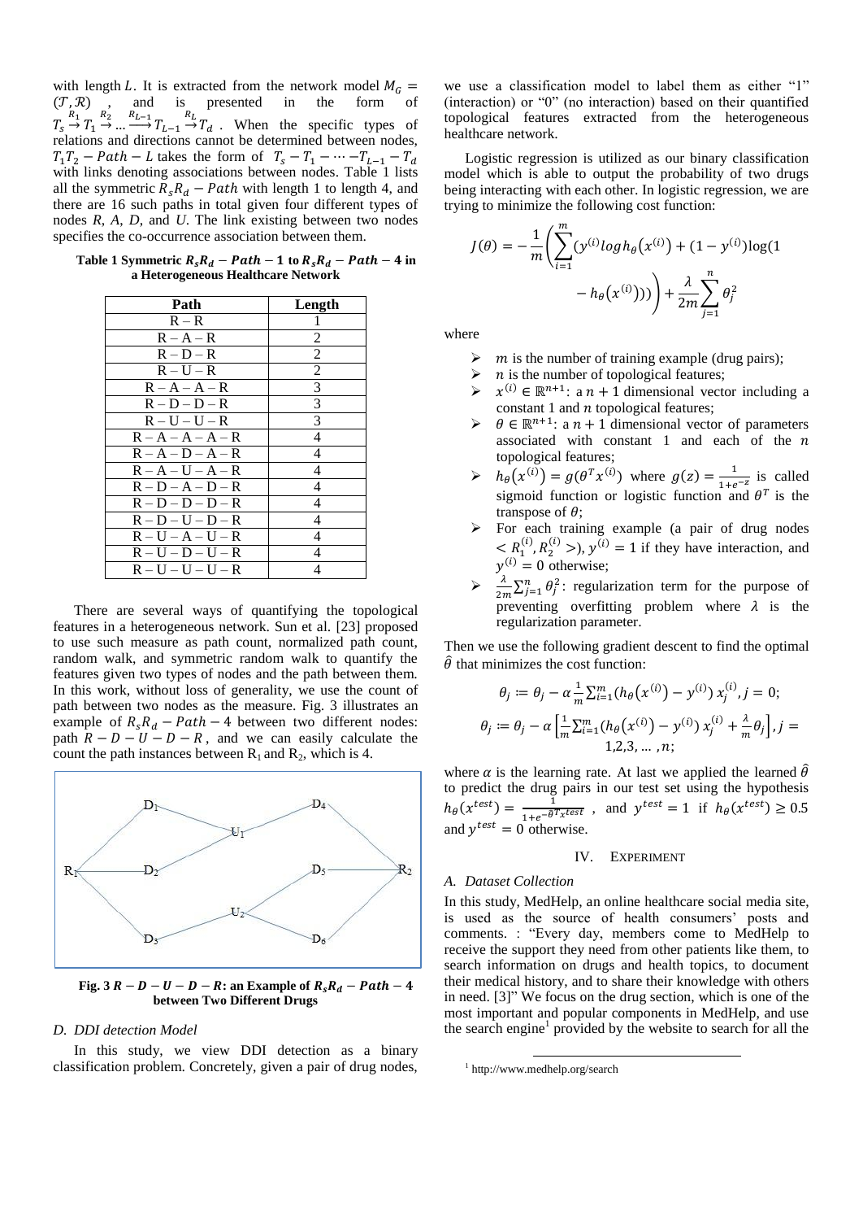with length $L$. It is extracted from the network model $M_G = (\mathcal{T}, \mathcal{R})$, and is presented in the form of $T_s \xrightarrow{R_1} T_1 \xrightarrow{R_2} \ldots \xrightarrow{R_{L-1}} T_{L-1} \xrightarrow{R_L} T_d$. When the specific types of relations and directions cannot be determined between nodes, $T_1T_2 - Path - L$ takes the form of $T_s - T_1 - \cdots - T_{L-1} - T_d$ with links denoting associations between nodes. Table 1 lists all the symmetric $R_sR_d - Path$ with length 1 to length 4, and there are 16 such paths in total given four different types of nodes *R*, *A*, *D*, and *U*. The link existing between two nodes specifies the co-occurrence association between them.

**Table 1 Symmetric $R_sR_d - Path - 1$ to $R_sR_d - Path - 4$ in a Heterogeneous Healthcare Network**

| Path | Length |
|---|---|
| R – R | 1 |
| R – A – R | 2 |
| R – D – R | 2 |
| R – U – R | 2 |
| R – A – A – R | 3 |
| R – D – D – R | 3 |
| R – U – U – R | 3 |
| R – A – A – A – R | 4 |
| R – A – D – A – R | 4 |
| R – A – U – A – R | 4 |
| R – D – A – D – R | 4 |
| R – D – D – D – R | 4 |
| R – D – U – D – R | 4 |
| R – U – A – U – R | 4 |
| R – U – D – U – R | 4 |
| R – U – U – U – R | 4 |

There are several ways of quantifying the topological features in a heterogeneous network. Sun et al. [23] proposed to use such measure as path count, normalized path count, random walk, and symmetric random walk to quantify the features given two types of nodes and the path between them. In this work, without loss of generality, we use the count of path between two nodes as the measure. Fig. 3 illustrates an example of $R_sR_d - Path - 4$ between two different nodes: path $R - D - U - D - R$, and we can easily calculate the count the path instances between $R_1$ and $R_2$, which is 4.

**Fig. 3 $R - D - U - D - R$: an Example of $R_sR_d - Path - 4$ between Two Different Drugs**

### *D. DDI detection Model*

In this study, we view DDI detection as a binary classification problem. Concretely, given a pair of drug nodes, we use a classification model to label them as either "1" (interaction) or "0" (no interaction) based on their quantified topological features extracted from the heterogeneous healthcare network.

Logistic regression is utilized as our binary classification model which is able to output the probability of two drugs being interacting with each other. In logistic regression, we are trying to minimize the following cost function:

$$J(\theta) = -\frac{1}{m}\left(\sum_{i=1}^{m}(y^{(i)} \log h_\theta(x^{(i)}) + (1 - y^{(i)})\log(1 - h_\theta(x^{(i)})))\right) + \frac{\lambda}{2m}\sum_{j=1}^{n}\theta_j^2$$

where

- $m$ is the number of training example (drug pairs);
- $n$ is the number of topological features;
- $x^{(i)} \in \mathbb{R}^{n+1}$: a $n + 1$ dimensional vector including a constant 1 and $n$ topological features;
- $\theta \in \mathbb{R}^{n+1}$: a $n + 1$ dimensional vector of parameters associated with constant 1 and each of the $n$ topological features;
- $h_\theta(x^{(i)}) = g(\theta^T x^{(i)})$ where $g(z) = \frac{1}{1+e^{-z}}$ is called sigmoid function or logistic function and $\theta^T$ is the transpose of $\theta$;
- For each training example (a pair of drug nodes $< R_1^{(i)}, R_2^{(i)} >$), $y^{(i)} = 1$ if they have interaction, and $y^{(i)} = 0$ otherwise;
- $\frac{\lambda}{2m}\sum_{j=1}^{n}\theta_j^2$: regularization term for the purpose of preventing overfitting problem where $\lambda$ is the regularization parameter.

Then we use the following gradient descent to find the optimal $\hat{\theta}$ that minimizes the cost function:

$$\theta_j := \theta_j - \alpha\frac{1}{m}\sum_{i=1}^{m}(h_\theta(x^{(i)}) - y^{(i)})\, x_j^{(i)}, j = 0;$$

$$\theta_j := \theta_j - \alpha\left[\frac{1}{m}\sum_{i=1}^{m}(h_\theta(x^{(i)}) - y^{(i)})\, x_j^{(i)} + \frac{\lambda}{m}\theta_j\right], j = 1,2,3, \ldots, n;$$

where $\alpha$ is the learning rate. At last we applied the learned $\hat{\theta}$ to predict the drug pairs in our test set using the hypothesis $h_\theta(x^{test}) = \frac{1}{1+e^{-\hat{\theta}^T x^{test}}}$, and $y^{test} = 1$ if $h_\theta(x^{test}) \geq 0.5$ and $y^{test} = 0$ otherwise.

## IV. EXPERIMENT

### *A. Dataset Collection*

In this study, MedHelp, an online healthcare social media site, is used as the source of health consumers' posts and comments. : "Every day, members come to MedHelp to receive the support they need from other patients like them, to search information on drugs and health topics, to document their medical history, and to share their knowledge with others in need. [3]" We focus on the drug section, which is one of the most important and popular components in MedHelp, and use the search engine[1] provided by the website to search for all the

[1] http://www.medhelp.org/search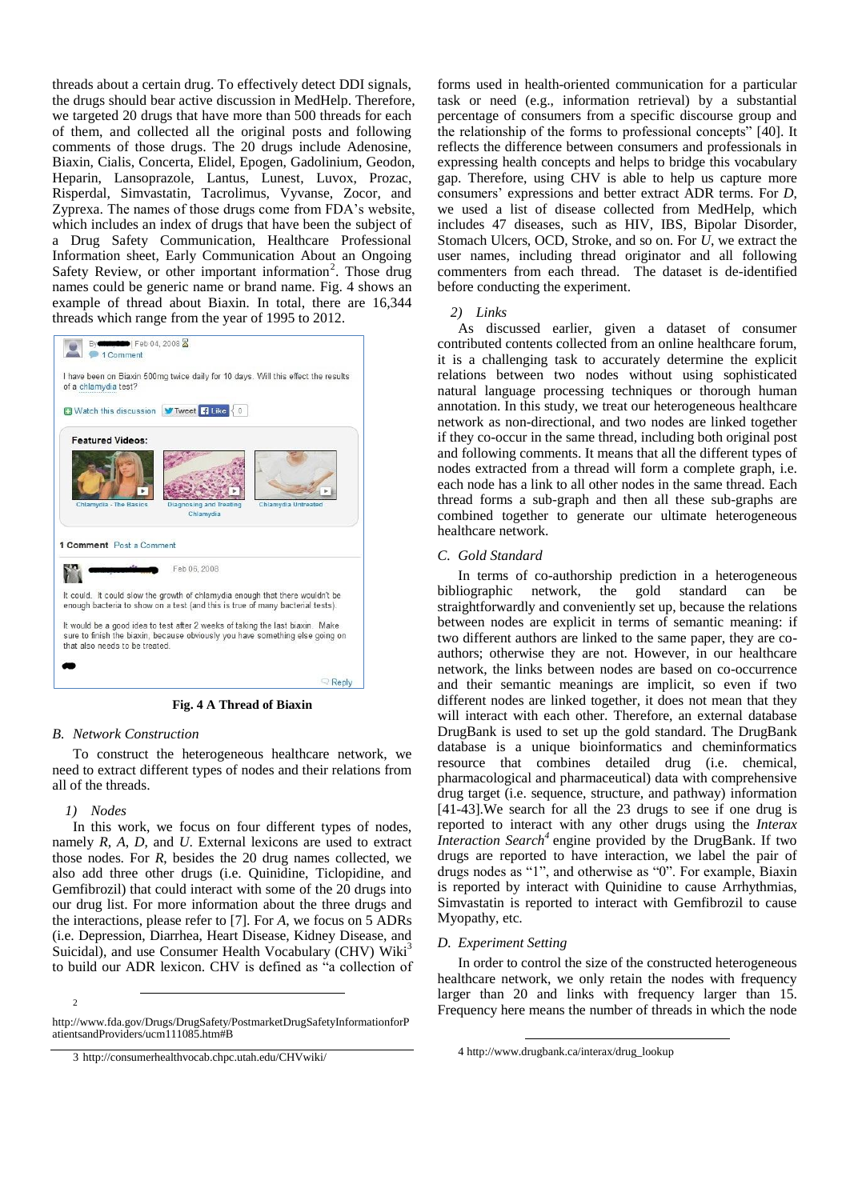threads about a certain drug. To effectively detect DDI signals, the drugs should bear active discussion in MedHelp. Therefore, we targeted 20 drugs that have more than 500 threads for each of them, and collected all the original posts and following comments of those drugs. The 20 drugs include Adenosine, Biaxin, Cialis, Concerta, Elidel, Epogen, Gadolinium, Geodon, Heparin, Lansoprazole, Lantus, Lunest, Luvox, Prozac, Risperdal, Simvastatin, Tacrolimus, Vyvanse, Zocor, and Zyprexa. The names of those drugs come from FDA's website, which includes an index of drugs that have been the subject of a Drug Safety Communication, Healthcare Professional Information sheet, Early Communication About an Ongoing Safety Review, or other important information[2]. Those drug names could be generic name or brand name. Fig. 4 shows an example of thread about Biaxin. In total, there are 16,344 threads which range from the year of 1995 to 2012.

**Fig. 4 A Thread of Biaxin**

### B. Network Construction

To construct the heterogeneous healthcare network, we need to extract different types of nodes and their relations from all of the threads.

#### 1) Nodes

In this work, we focus on four different types of nodes, namely *R*, *A*, *D*, and *U*. External lexicons are used to extract those nodes. For *R*, besides the 20 drug names collected, we also add three other drugs (i.e. Quinidine, Ticlopidine, and Gemfibrozil) that could interact with some of the 20 drugs into our drug list. For more information about the three drugs and the interactions, please refer to [7]. For *A*, we focus on 5 ADRs (i.e. Depression, Diarrhea, Heart Disease, Kidney Disease, and Suicidal), and use Consumer Health Vocabulary (CHV) Wiki[3] to build our ADR lexicon. CHV is defined as "a collection of forms used in health-oriented communication for a particular task or need (e.g., information retrieval) by a substantial percentage of consumers from a specific discourse group and the relationship of the forms to professional concepts" [40]. It reflects the difference between consumers and professionals in expressing health concepts and helps to bridge this vocabulary gap. Therefore, using CHV is able to help us capture more consumers' expressions and better extract ADR terms. For *D*, we used a list of disease collected from MedHelp, which includes 47 diseases, such as HIV, IBS, Bipolar Disorder, Stomach Ulcers, OCD, Stroke, and so on. For *U*, we extract the user names, including thread originator and all following commenters from each thread. The dataset is de-identified before conducting the experiment.

#### 2) Links

As discussed earlier, given a dataset of consumer contributed contents collected from an online healthcare forum, it is a challenging task to accurately determine the explicit relations between two nodes without using sophisticated natural language processing techniques or thorough human annotation. In this study, we treat our heterogeneous healthcare network as non-directional, and two nodes are linked together if they co-occur in the same thread, including both original post and following comments. It means that all the different types of nodes extracted from a thread will form a complete graph, i.e. each node has a link to all other nodes in the same thread. Each thread forms a sub-graph and then all these sub-graphs are combined together to generate our ultimate heterogeneous healthcare network.

### C. Gold Standard

In terms of co-authorship prediction in a heterogeneous bibliographic network, the gold standard can be straightforwardly and conveniently set up, because the relations between nodes are explicit in terms of semantic meaning: if two different authors are linked to the same paper, they are co-authors; otherwise they are not. However, in our healthcare network, the links between nodes are based on co-occurrence and their semantic meanings are implicit, so even if two different nodes are linked together, it does not mean that they will interact with each other. Therefore, an external database DrugBank is used to set up the gold standard. The DrugBank database is a unique bioinformatics and cheminformatics resource that combines detailed drug (i.e. chemical, pharmacological and pharmaceutical) data with comprehensive drug target (i.e. sequence, structure, and pathway) information [41-43].We search for all the 23 drugs to see if one drug is reported to interact with any other drugs using the *Interax Interaction Search*[4] engine provided by the DrugBank. If two drugs are reported to have interaction, we label the pair of drugs nodes as "1", and otherwise as "0". For example, Biaxin is reported by interact with Quinidine to cause Arrhythmias, Simvastatin is reported to interact with Gemfibrozil to cause Myopathy, etc.

### D. Experiment Setting

In order to control the size of the constructed heterogeneous healthcare network, we only retain the nodes with frequency larger than 20 and links with frequency larger than 15. Frequency here means the number of threads in which the node

---

[2] http://www.fda.gov/Drugs/DrugSafety/PostmarketDrugSafetyInformationforPatientsandProviders/ucm111085.htm#B

[3] http://consumerhealthvocab.chpc.utah.edu/CHVwiki/

[4] http://www.drugbank.ca/interax/drug_lookup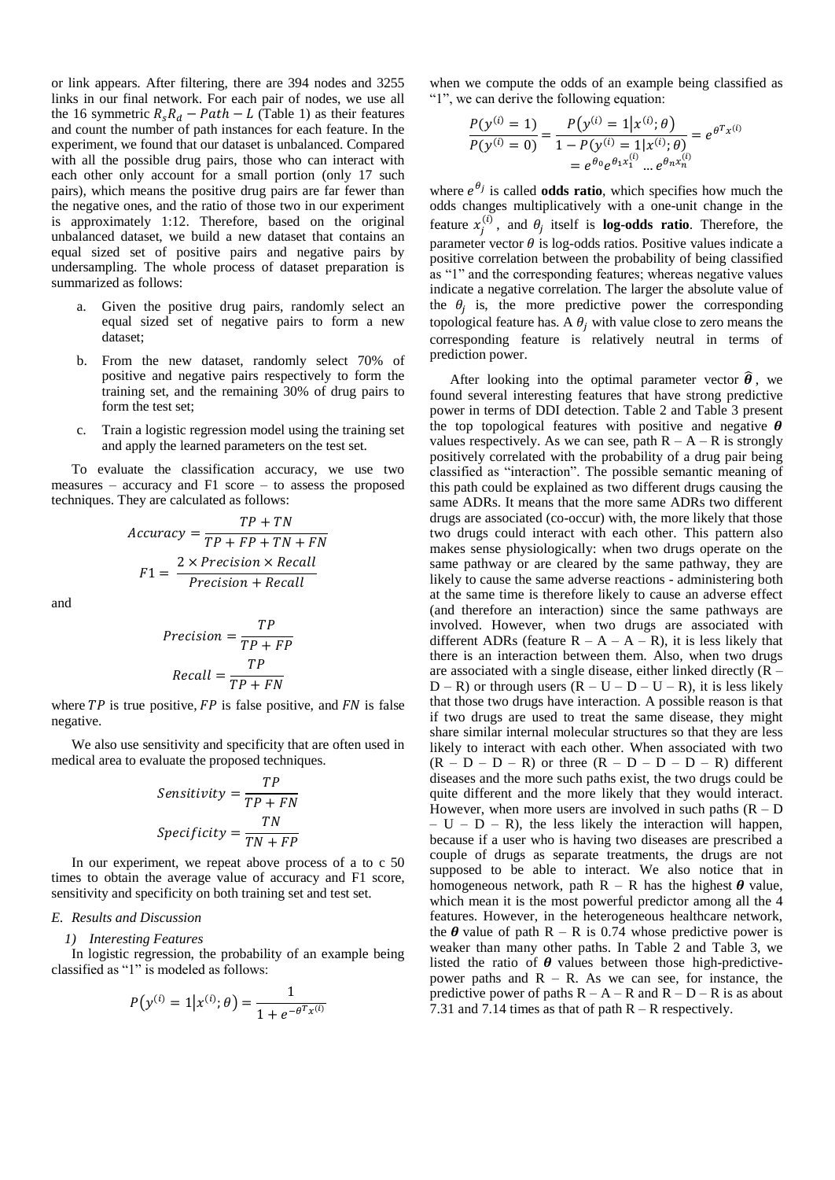or link appears. After filtering, there are 394 nodes and 3255 links in our final network. For each pair of nodes, we use all the 16 symmetric $R_s R_d - Path - L$ (Table 1) as their features and count the number of path instances for each feature. In the experiment, we found that our dataset is unbalanced. Compared with all the possible drug pairs, those who can interact with each other only account for a small portion (only 17 such pairs), which means the positive drug pairs are far fewer than the negative ones, and the ratio of those two in our experiment is approximately 1:12. Therefore, based on the original unbalanced dataset, we build a new dataset that contains an equal sized set of positive pairs and negative pairs by undersampling. The whole process of dataset preparation is summarized as follows:

a. Given the positive drug pairs, randomly select an equal sized set of negative pairs to form a new dataset;

b. From the new dataset, randomly select 70% of positive and negative pairs respectively to form the training set, and the remaining 30% of drug pairs to form the test set;

c. Train a logistic regression model using the training set and apply the learned parameters on the test set.

To evaluate the classification accuracy, we use two measures – accuracy and F1 score – to assess the proposed techniques. They are calculated as follows:

$$Accuracy = \frac{TP + TN}{TP + FP + TN + FN}$$

$$F1 = \frac{2 \times Precision \times Recall}{Precision + Recall}$$

and

$$Precision = \frac{TP}{TP + FP}$$

$$Recall = \frac{TP}{TP + FN}$$

where $TP$ is true positive, $FP$ is false positive, and $FN$ is false negative.

We also use sensitivity and specificity that are often used in medical area to evaluate the proposed techniques.

$$Sensitivity = \frac{TP}{TP + FN}$$

$$Specificity = \frac{TN}{TN + FP}$$

In our experiment, we repeat above process of a to c 50 times to obtain the average value of accuracy and F1 score, sensitivity and specificity on both training set and test set.

### E. Results and Discussion

#### 1) Interesting Features

In logistic regression, the probability of an example being classified as "1" is modeled as follows:

$$P(y^{(i)} = 1 | x^{(i)}; \theta) = \frac{1}{1 + e^{-\theta^T x^{(i)}}}$$

when we compute the odds of an example being classified as "1", we can derive the following equation:

$$\frac{P(y^{(i)} = 1)}{P(y^{(i)} = 0)} = \frac{P(y^{(i)} = 1 | x^{(i)}; \theta)}{1 - P(y^{(i)} = 1 | x^{(i)}; \theta)} = e^{\theta^T x^{(i)}} = e^{\theta_0} e^{\theta_1 x_1^{(i)}} \dots e^{\theta_n x_n^{(i)}}$$

where $e^{\theta_j}$ is called **odds ratio**, which specifies how much the odds changes multiplicatively with a one-unit change in the feature $x_j^{(i)}$, and $\theta_j$ itself is **log-odds ratio**. Therefore, the parameter vector $\theta$ is log-odds ratios. Positive values indicate a positive correlation between the probability of being classified as "1" and the corresponding features; whereas negative values indicate a negative correlation. The larger the absolute value of the $\theta_j$ is, the more predictive power the corresponding topological feature has. A $\theta_j$ with value close to zero means the corresponding feature is relatively neutral in terms of prediction power.

After looking into the optimal parameter vector $\hat{\boldsymbol{\theta}}$, we found several interesting features that have strong predictive power in terms of DDI detection. Table 2 and Table 3 present the top topological features with positive and negative $\boldsymbol{\theta}$ values respectively. As we can see, path R – A – R is strongly positively correlated with the probability of a drug pair being classified as "interaction". The possible semantic meaning of this path could be explained as two different drugs causing the same ADRs. It means that the more same ADRs two different drugs are associated (co-occur) with, the more likely that those two drugs could interact with each other. This pattern also makes sense physiologically: when two drugs operate on the same pathway or are cleared by the same pathway, they are likely to cause the same adverse reactions - administering both at the same time is therefore likely to cause an adverse effect (and therefore an interaction) since the same pathways are involved. However, when two drugs are associated with different ADRs (feature R – A – A – R), it is less likely that there is an interaction between them. Also, when two drugs are associated with a single disease, either linked directly (R – D – R) or through users (R – U – D – U – R), it is less likely that those two drugs have interaction. A possible reason is that if two drugs are used to treat the same disease, they might share similar internal molecular structures so that they are less likely to interact with each other. When associated with two (R – D – D – R) or three (R – D – D – D – R) different diseases and the more such paths exist, the two drugs could be quite different and the more likely that they would interact. However, when more users are involved in such paths (R – D – U – D – R), the less likely the interaction will happen, because if a user who is having two diseases are prescribed a couple of drugs as separate treatments, the drugs are not supposed to be able to interact. We also notice that in homogeneous network, path R – R has the highest $\boldsymbol{\theta}$ value, which mean it is the most powerful predictor among all the 4 features. However, in the heterogeneous healthcare network, the $\boldsymbol{\theta}$ value of path R – R is 0.74 whose predictive power is weaker than many other paths. In Table 2 and Table 3, we listed the ratio of $\boldsymbol{\theta}$ values between those high-predictive-power paths and R – R. As we can see, for instance, the predictive power of paths R – A – R and R – D – R is as about 7.31 and 7.14 times as that of path R – R respectively.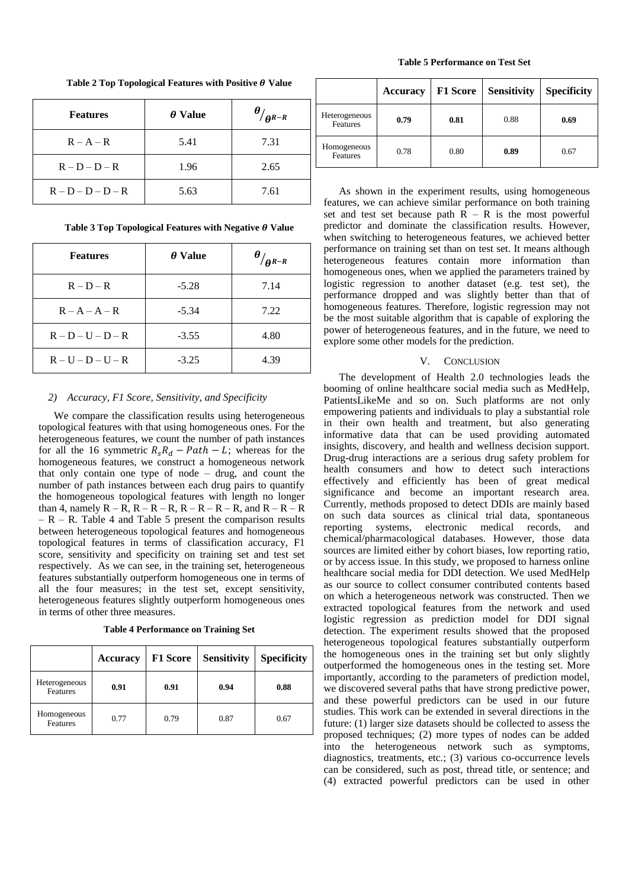**Table 2 Top Topological Features with Positive $\theta$ Value**

| Features | $\theta$ Value | $\theta/_{\theta^{R-R}}$ |
|---|---|---|
| R – A – R | 5.41 | 7.31 |
| R – D – D – R | 1.96 | 2.65 |
| R – D – D – D – R | 5.63 | 7.61 |

**Table 3 Top Topological Features with Negative $\theta$ Value**

| Features | $\theta$ Value | $\theta/_{\theta^{R-R}}$ |
|---|---|---|
| R – D – R | -5.28 | 7.14 |
| R – A – A – R | -5.34 | 7.22 |
| R – D – U – D – R | -3.55 | 4.80 |
| R – U – D – U – R | -3.25 | 4.39 |

*2) Accuracy, F1 Score, Sensitivity, and Specificity*

We compare the classification results using heterogeneous topological features with that using homogeneous ones. For the heterogeneous features, we count the number of path instances for all the 16 symmetric $R_sR_d - Path - L$; whereas for the homogeneous features, we construct a homogeneous network that only contain one type of node – drug, and count the number of path instances between each drug pairs to quantify the homogeneous topological features with length no longer than 4, namely R – R, R – R – R, R – R – R – R, and R – R – R – R – R. Table 4 and Table 5 present the comparison results between heterogeneous topological features and homogeneous topological features in terms of classification accuracy, F1 score, sensitivity and specificity on training set and test set respectively. As we can see, in the training set, heterogeneous features substantially outperform homogeneous one in terms of all the four measures; in the test set, except sensitivity, heterogeneous features slightly outperform homogeneous ones in terms of other three measures.

**Table 4 Performance on Training Set**

| | Accuracy | F1 Score | Sensitivity | Specificity |
|---|---|---|---|---|
| Heterogeneous Features | **0.91** | **0.91** | **0.94** | **0.88** |
| Homogeneous Features | 0.77 | 0.79 | 0.87 | 0.67 |

**Table 5 Performance on Test Set**

| | Accuracy | F1 Score | Sensitivity | Specificity |
|---|---|---|---|---|
| Heterogeneous Features | **0.79** | **0.81** | 0.88 | **0.69** |
| Homogeneous Features | 0.78 | 0.80 | **0.89** | 0.67 |

As shown in the experiment results, using homogeneous features, we can achieve similar performance on both training set and test set because path R – R is the most powerful predictor and dominate the classification results. However, when switching to heterogeneous features, we achieved better performance on training set than on test set. It means although heterogeneous features contain more information than homogeneous ones, when we applied the parameters trained by logistic regression to another dataset (e.g. test set), the performance dropped and was slightly better than that of homogeneous features. Therefore, logistic regression may not be the most suitable algorithm that is capable of exploring the power of heterogeneous features, and in the future, we need to explore some other models for the prediction.

## V. CONCLUSION

The development of Health 2.0 technologies leads the booming of online healthcare social media such as MedHelp, PatientsLikeMe and so on. Such platforms are not only empowering patients and individuals to play a substantial role in their own health and treatment, but also generating informative data that can be used providing automated insights, discovery, and health and wellness decision support. Drug-drug interactions are a serious drug safety problem for health consumers and how to detect such interactions effectively and efficiently has been of great medical significance and become an important research area. Currently, methods proposed to detect DDIs are mainly based on such data sources as clinical trial data, spontaneous reporting systems, electronic medical records, and chemical/pharmacological databases. However, those data sources are limited either by cohort biases, low reporting ratio, or by access issue. In this study, we proposed to harness online healthcare social media for DDI detection. We used MedHelp as our source to collect consumer contributed contents based on which a heterogeneous network was constructed. Then we extracted topological features from the network and used logistic regression as prediction model for DDI signal detection. The experiment results showed that the proposed heterogeneous topological features substantially outperform the homogeneous ones in the training set but only slightly outperformed the homogeneous ones in the testing set. More importantly, according to the parameters of prediction model, we discovered several paths that have strong predictive power, and these powerful predictors can be used in our future studies. This work can be extended in several directions in the future: (1) larger size datasets should be collected to assess the proposed techniques; (2) more types of nodes can be added into the heterogeneous network such as symptoms, diagnostics, treatments, etc.; (3) various co-occurrence levels can be considered, such as post, thread title, or sentence; and (4) extracted powerful predictors can be used in other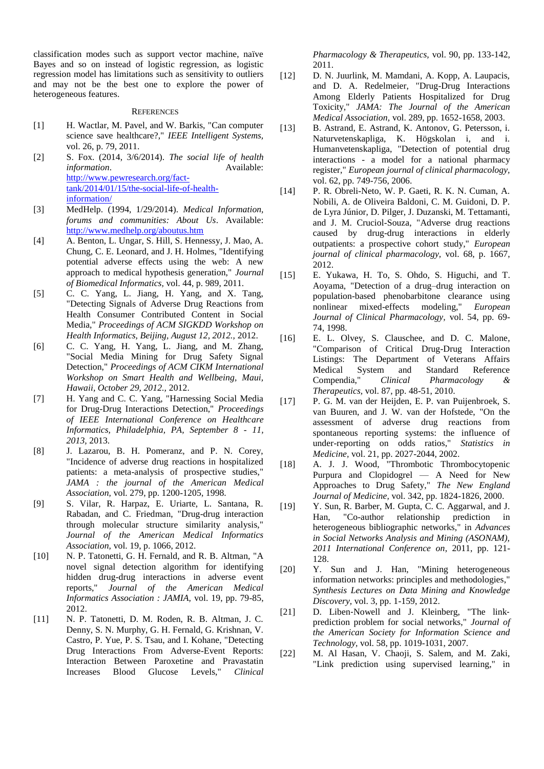classification modes such as support vector machine, naïve Bayes and so on instead of logistic regression, as logistic regression model has limitations such as sensitivity to outliers and may not be the best one to explore the power of heterogeneous features.

## REFERENCES

[1] H. Wactlar, M. Pavel, and W. Barkis, "Can computer science save healthcare?," *IEEE Intelligent Systems,* vol. 26, p. 79, 2011.

[2] S. Fox. (2014, 3/6/2014). *The social life of health information*. Available: http://www.pewresearch.org/fact-tank/2014/01/15/the-social-life-of-health-information/

[3] MedHelp. (1994, 1/29/2014). *Medical Information, forums and communities: About Us*. Available: http://www.medhelp.org/aboutus.htm

[4] A. Benton, L. Ungar, S. Hill, S. Hennessy, J. Mao, A. Chung, C. E. Leonard, and J. H. Holmes, "Identifying potential adverse effects using the web: A new approach to medical hypothesis generation," *Journal of Biomedical Informatics,* vol. 44, p. 989, 2011.

[5] C. C. Yang, L. Jiang, H. Yang, and X. Tang, "Detecting Signals of Adverse Drug Reactions from Health Consumer Contributed Content in Social Media," *Proceedings of ACM SIGKDD Workshop on Health Informatics, Beijing, August 12, 2012.,* 2012.

[6] C. C. Yang, H. Yang, L. Jiang, and M. Zhang, "Social Media Mining for Drug Safety Signal Detection," *Proceedings of ACM CIKM International Workshop on Smart Health and Wellbeing, Maui, Hawaii, October 29, 2012.,* 2012.

[7] H. Yang and C. C. Yang, "Harnessing Social Media for Drug-Drug Interactions Detection," *Proceedings of IEEE International Conference on Healthcare Informatics, Philadelphia, PA, September 8 - 11, 2013,* 2013.

[8] J. Lazarou, B. H. Pomeranz, and P. N. Corey, "Incidence of adverse drug reactions in hospitalized patients: a meta-analysis of prospective studies," *JAMA : the journal of the American Medical Association,* vol. 279, pp. 1200-1205, 1998.

[9] S. Vilar, R. Harpaz, E. Uriarte, L. Santana, R. Rabadan, and C. Friedman, "Drug-drug interaction through molecular structure similarity analysis," *Journal of the American Medical Informatics Association,* vol. 19, p. 1066, 2012.

[10] N. P. Tatonetti, G. H. Fernald, and R. B. Altman, "A novel signal detection algorithm for identifying hidden drug-drug interactions in adverse event reports," *Journal of the American Medical Informatics Association : JAMIA,* vol. 19, pp. 79-85, 2012.

[11] N. P. Tatonetti, D. M. Roden, R. B. Altman, J. C. Denny, S. N. Murphy, G. H. Fernald, G. Krishnan, V. Castro, P. Yue, P. S. Tsau, and I. Kohane, "Detecting Drug Interactions From Adverse-Event Reports: Interaction Between Paroxetine and Pravastatin Increases Blood Glucose Levels," *Clinical Pharmacology & Therapeutics,* vol. 90, pp. 133-142, 2011.

[12] D. N. Juurlink, M. Mamdani, A. Kopp, A. Laupacis, and D. A. Redelmeier, "Drug-Drug Interactions Among Elderly Patients Hospitalized for Drug Toxicity," *JAMA: The Journal of the American Medical Association,* vol. 289, pp. 1652-1658, 2003.

[13] B. Astrand, E. Astrand, K. Antonov, G. Petersson, i. Naturvetenskapliga, K. Högskolan i, and i. Humanvetenskapliga, "Detection of potential drug interactions - a model for a national pharmacy register," *European journal of clinical pharmacology,* vol. 62, pp. 749-756, 2006.

[14] P. R. Obreli-Neto, W. P. Gaeti, R. K. N. Cuman, A. Nobili, A. de Oliveira Baldoni, C. M. Guidoni, D. P. de Lyra Júnior, D. Pilger, J. Duzanski, M. Tettamanti, and J. M. Cruciol-Souza, "Adverse drug reactions caused by drug-drug interactions in elderly outpatients: a prospective cohort study," *European journal of clinical pharmacology,* vol. 68, p. 1667, 2012.

[15] E. Yukawa, H. To, S. Ohdo, S. Higuchi, and T. Aoyama, "Detection of a drug–drug interaction on population-based phenobarbitone clearance using nonlinear mixed-effects modeling," *European Journal of Clinical Pharmacology,* vol. 54, pp. 69-74, 1998.

[16] E. L. Olvey, S. Clauschee, and D. C. Malone, "Comparison of Critical Drug-Drug Interaction Listings: The Department of Veterans Affairs Medical System and Standard Reference Compendia," *Clinical Pharmacology & Therapeutics,* vol. 87, pp. 48-51, 2010.

[17] P. G. M. van der Heijden, E. P. van Puijenbroek, S. van Buuren, and J. W. van der Hofstede, "On the assessment of adverse drug reactions from spontaneous reporting systems: the influence of under-reporting on odds ratios," *Statistics in Medicine,* vol. 21, pp. 2027-2044, 2002.

[18] A. J. J. Wood, "Thrombotic Thrombocytopenic Purpura and Clopidogrel — A Need for New Approaches to Drug Safety," *The New England Journal of Medicine,* vol. 342, pp. 1824-1826, 2000.

[19] Y. Sun, R. Barber, M. Gupta, C. C. Aggarwal, and J. Han, "Co-author relationship prediction in heterogeneous bibliographic networks," in *Advances in Social Networks Analysis and Mining (ASONAM), 2011 International Conference on*, 2011, pp. 121-128.

[20] Y. Sun and J. Han, "Mining heterogeneous information networks: principles and methodologies," *Synthesis Lectures on Data Mining and Knowledge Discovery,* vol. 3, pp. 1-159, 2012.

[21] D. Liben-Nowell and J. Kleinberg, "The link-prediction problem for social networks," *Journal of the American Society for Information Science and Technology,* vol. 58, pp. 1019-1031, 2007.

[22] M. Al Hasan, V. Chaoji, S. Salem, and M. Zaki, "Link prediction using supervised learning," in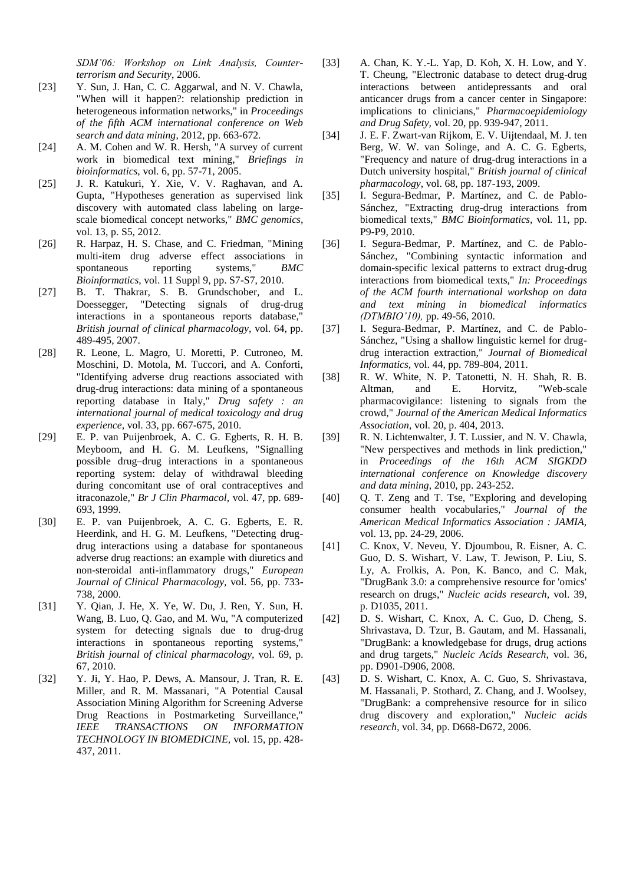*SDM'06: Workshop on Link Analysis, Counter-terrorism and Security*, 2006.

[23] Y. Sun, J. Han, C. C. Aggarwal, and N. V. Chawla, "When will it happen?: relationship prediction in heterogeneous information networks," in *Proceedings of the fifth ACM international conference on Web search and data mining*, 2012, pp. 663-672.

[24] A. M. Cohen and W. R. Hersh, "A survey of current work in biomedical text mining," *Briefings in bioinformatics,* vol. 6, pp. 57-71, 2005.

[25] J. R. Katukuri, Y. Xie, V. V. Raghavan, and A. Gupta, "Hypotheses generation as supervised link discovery with automated class labeling on large-scale biomedical concept networks," *BMC genomics,* vol. 13, p. S5, 2012.

[26] R. Harpaz, H. S. Chase, and C. Friedman, "Mining multi-item drug adverse effect associations in spontaneous reporting systems," *BMC Bioinformatics,* vol. 11 Suppl 9, pp. S7-S7, 2010.

[27] B. T. Thakrar, S. B. Grundschober, and L. Doessegger, "Detecting signals of drug-drug interactions in a spontaneous reports database," *British journal of clinical pharmacology,* vol. 64, pp. 489-495, 2007.

[28] R. Leone, L. Magro, U. Moretti, P. Cutroneo, M. Moschini, D. Motola, M. Tuccori, and A. Conforti, "Identifying adverse drug reactions associated with drug-drug interactions: data mining of a spontaneous reporting database in Italy," *Drug safety : an international journal of medical toxicology and drug experience,* vol. 33, pp. 667-675, 2010.

[29] E. P. van Puijenbroek, A. C. G. Egberts, R. H. B. Meyboom, and H. G. M. Leufkens, "Signalling possible drug–drug interactions in a spontaneous reporting system: delay of withdrawal bleeding during concomitant use of oral contraceptives and itraconazole," *Br J Clin Pharmacol,* vol. 47, pp. 689-693, 1999.

[30] E. P. van Puijenbroek, A. C. G. Egberts, E. R. Heerdink, and H. G. M. Leufkens, "Detecting drug-drug interactions using a database for spontaneous adverse drug reactions: an example with diuretics and non-steroidal anti-inflammatory drugs," *European Journal of Clinical Pharmacology,* vol. 56, pp. 733-738, 2000.

[31] Y. Qian, J. He, X. Ye, W. Du, J. Ren, Y. Sun, H. Wang, B. Luo, Q. Gao, and M. Wu, "A computerized system for detecting signals due to drug-drug interactions in spontaneous reporting systems," *British journal of clinical pharmacology,* vol. 69, p. 67, 2010.

[32] Y. Ji, Y. Hao, P. Dews, A. Mansour, J. Tran, R. E. Miller, and R. M. Massanari, "A Potential Causal Association Mining Algorithm for Screening Adverse Drug Reactions in Postmarketing Surveillance," *IEEE TRANSACTIONS ON INFORMATION TECHNOLOGY IN BIOMEDICINE,* vol. 15, pp. 428-437, 2011.

[33] A. Chan, K. Y.-L. Yap, D. Koh, X. H. Low, and Y. T. Cheung, "Electronic database to detect drug-drug interactions between antidepressants and oral anticancer drugs from a cancer center in Singapore: implications to clinicians," *Pharmacoepidemiology and Drug Safety,* vol. 20, pp. 939-947, 2011.

[34] J. E. F. Zwart-van Rijkom, E. V. Uijtendaal, M. J. ten Berg, W. W. van Solinge, and A. C. G. Egberts, "Frequency and nature of drug-drug interactions in a Dutch university hospital," *British journal of clinical pharmacology,* vol. 68, pp. 187-193, 2009.

[35] I. Segura-Bedmar, P. Martínez, and C. de Pablo-Sánchez, "Extracting drug-drug interactions from biomedical texts," *BMC Bioinformatics,* vol. 11, pp. P9-P9, 2010.

[36] I. Segura-Bedmar, P. Martínez, and C. de Pablo-Sánchez, "Combining syntactic information and domain-specific lexical patterns to extract drug-drug interactions from biomedical texts," *In: Proceedings of the ACM fourth international workshop on data and text mining in biomedical informatics (DTMBIO'10),* pp. 49-56, 2010.

[37] I. Segura-Bedmar, P. Martínez, and C. de Pablo-Sánchez, "Using a shallow linguistic kernel for drug-drug interaction extraction," *Journal of Biomedical Informatics,* vol. 44, pp. 789-804, 2011.

[38] R. W. White, N. P. Tatonetti, N. H. Shah, R. B. Altman, and E. Horvitz, "Web-scale pharmacovigilance: listening to signals from the crowd," *Journal of the American Medical Informatics Association,* vol. 20, p. 404, 2013.

[39] R. N. Lichtenwalter, J. T. Lussier, and N. V. Chawla, "New perspectives and methods in link prediction," in *Proceedings of the 16th ACM SIGKDD international conference on Knowledge discovery and data mining,* 2010, pp. 243-252.

[40] Q. T. Zeng and T. Tse, "Exploring and developing consumer health vocabularies," *Journal of the American Medical Informatics Association : JAMIA,* vol. 13, pp. 24-29, 2006.

[41] C. Knox, V. Neveu, Y. Djoumbou, R. Eisner, A. C. Guo, D. S. Wishart, V. Law, T. Jewison, P. Liu, S. Ly, A. Frolkis, A. Pon, K. Banco, and C. Mak, "DrugBank 3.0: a comprehensive resource for 'omics' research on drugs," *Nucleic acids research,* vol. 39, p. D1035, 2011.

[42] D. S. Wishart, C. Knox, A. C. Guo, D. Cheng, S. Shrivastava, D. Tzur, B. Gautam, and M. Hassanali, "DrugBank: a knowledgebase for drugs, drug actions and drug targets," *Nucleic Acids Research,* vol. 36, pp. D901-D906, 2008.

[43] D. S. Wishart, C. Knox, A. C. Guo, S. Shrivastava, M. Hassanali, P. Stothard, Z. Chang, and J. Woolsey, "DrugBank: a comprehensive resource for in silico drug discovery and exploration," *Nucleic acids research,* vol. 34, pp. D668-D672, 2006.